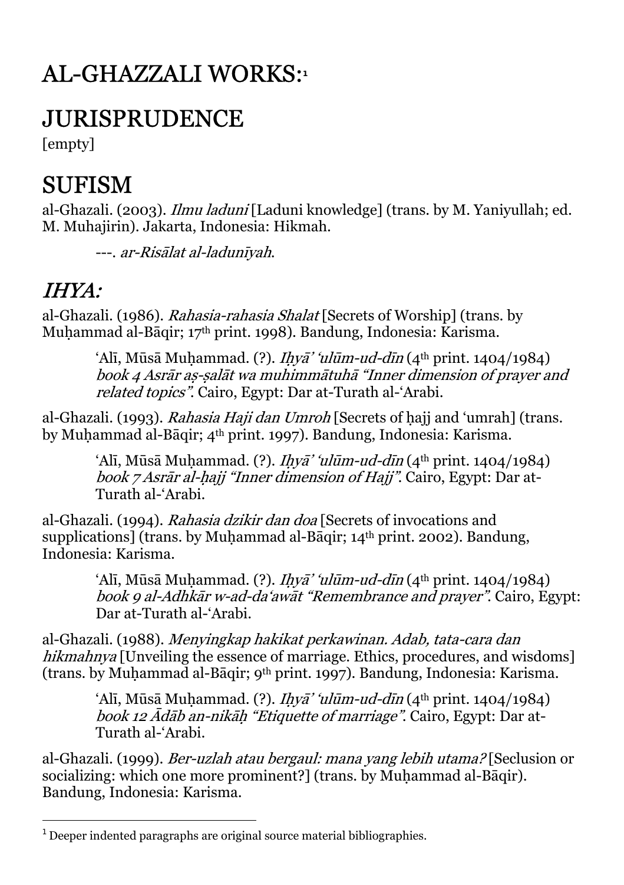# AL-GHAZZALI WORKS:[1]

# JURISPRUDENCE

[empty]

# SUFISM

al-Ghazali. (2003). *Ilmu laduni* [Laduni knowledge] (trans. by M. Yaniyullah; ed. M. Muhajirin). Jakarta, Indonesia: Hikmah.

> ---. *ar-Risālat al-ladunīyah*.

## *IHYA:*

al-Ghazali. (1986). *Rahasia-rahasia Shalat* [Secrets of Worship] (trans. by Muḥammad al-Bāqir; 17th print. 1998). Bandung, Indonesia: Karisma.

> ʻAlī, Mūsā Muḥammad. (?). *Iḥyā' ʻulūm-ud-dīn* (4th print. 1404/1984) *book 4 Asrār aṣ-ṣalāt wa muhimmātuhā "Inner dimension of prayer and related topics"*. Cairo, Egypt: Dar at-Turath al-ʻArabi.

al-Ghazali. (1993). *Rahasia Haji dan Umroh* [Secrets of ḥajj and ʻumrah] (trans. by Muḥammad al-Bāqir; 4th print. 1997). Bandung, Indonesia: Karisma.

> ʻAlī, Mūsā Muḥammad. (?). *Iḥyā' ʻulūm-ud-dīn* (4th print. 1404/1984) *book 7 Asrār al-ḥajj "Inner dimension of Hajj"*. Cairo, Egypt: Dar at-Turath al-ʻArabi.

al-Ghazali. (1994). *Rahasia dzikir dan doa* [Secrets of invocations and supplications] (trans. by Muḥammad al-Bāqir; 14th print. 2002). Bandung, Indonesia: Karisma.

> ʻAlī, Mūsā Muḥammad. (?). *Iḥyā' ʻulūm-ud-dīn* (4th print. 1404/1984) *book 9 al-Adhkār w-ad-daʻawāt "Remembrance and prayer"*. Cairo, Egypt: Dar at-Turath al-ʻArabi.

al-Ghazali. (1988). *Menyingkap hakikat perkawinan. Adab, tata-cara dan hikmahnya* [Unveiling the essence of marriage. Ethics, procedures, and wisdoms] (trans. by Muḥammad al-Bāqir; 9th print. 1997). Bandung, Indonesia: Karisma.

> ʻAlī, Mūsā Muḥammad. (?). *Iḥyā' ʻulūm-ud-dīn* (4th print. 1404/1984) *book 12 Ādāb an-nikāḥ "Etiquette of marriage"*. Cairo, Egypt: Dar at-Turath al-ʻArabi.

al-Ghazali. (1999). *Ber-uzlah atau bergaul: mana yang lebih utama?* [Seclusion or socializing: which one more prominent?] (trans. by Muḥammad al-Bāqir). Bandung, Indonesia: Karisma.

---

[1] Deeper indented paragraphs are original source material bibliographies.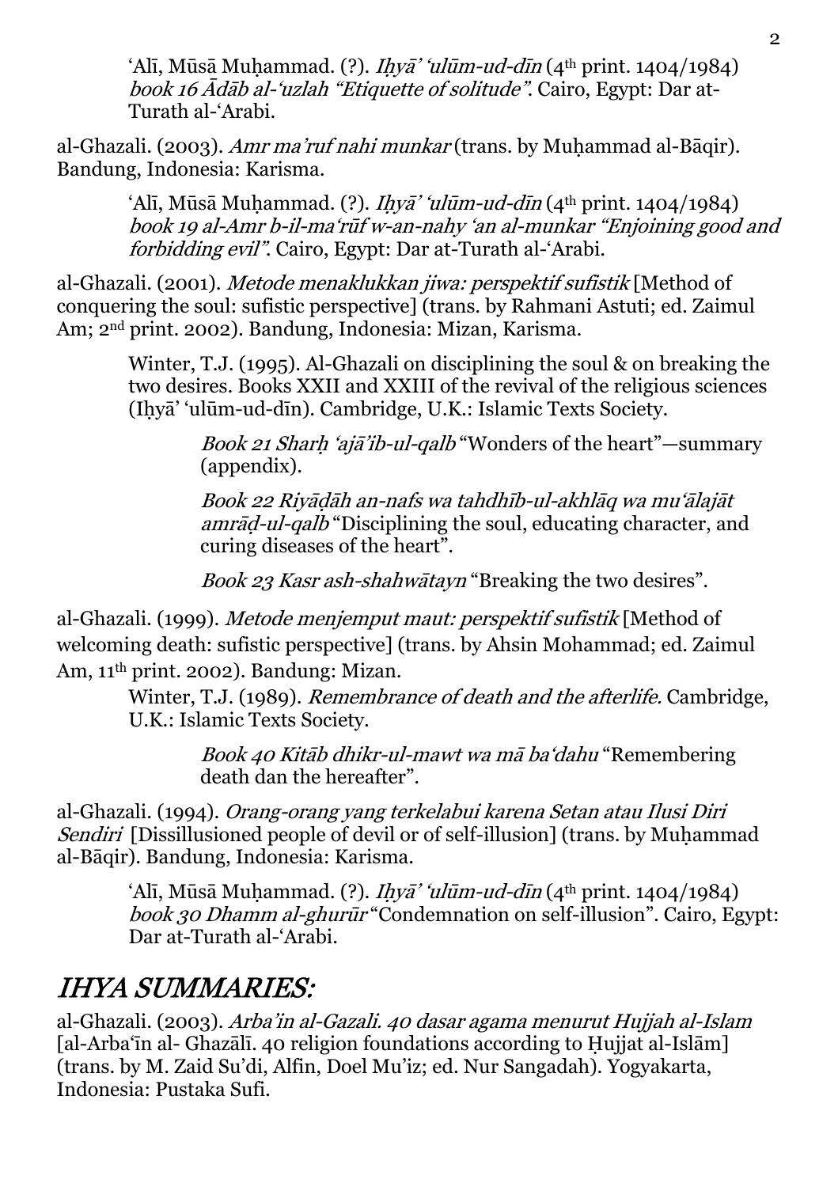'Alī, Mūsā Muḥammad. (?). *Iḥyā' 'ulūm-ud-dīn* (4th print. 1404/1984) *book 16 Ādāb al-'uzlah "Etiquette of solitude"*. Cairo, Egypt: Dar at-Turath al-'Arabi.

al-Ghazali. (2003). *Amr ma'ruf nahi munkar* (trans. by Muḥammad al-Bāqir). Bandung, Indonesia: Karisma.

'Alī, Mūsā Muḥammad. (?). *Iḥyā' 'ulūm-ud-dīn* (4th print. 1404/1984) *book 19 al-Amr b-il-ma'rūf w-an-nahy 'an al-munkar "Enjoining good and forbidding evil"*. Cairo, Egypt: Dar at-Turath al-'Arabi.

al-Ghazali. (2001). *Metode menaklukkan jiwa: perspektif sufistik* [Method of conquering the soul: sufistic perspective] (trans. by Rahmani Astuti; ed. Zaimul Am; 2nd print. 2002). Bandung, Indonesia: Mizan, Karisma.

Winter, T.J. (1995). Al-Ghazali on disciplining the soul & on breaking the two desires. Books XXII and XXIII of the revival of the religious sciences (Iḥyā' 'ulūm-ud-dīn). Cambridge, U.K.: Islamic Texts Society.

*Book 21 Sharḥ 'ajā'ib-ul-qalb* "Wonders of the heart"—summary (appendix).

*Book 22 Riyāḍāh an-nafs wa tahdhīb-ul-akhlāq wa mu'ālajāt amrāḍ-ul-qalb* "Disciplining the soul, educating character, and curing diseases of the heart".

*Book 23 Kasr ash-shahwātayn* "Breaking the two desires".

al-Ghazali. (1999). *Metode menjemput maut: perspektif sufistik* [Method of welcoming death: sufistic perspective] (trans. by Ahsin Mohammad; ed. Zaimul Am, 11th print. 2002). Bandung: Mizan.

Winter, T.J. (1989). *Remembrance of death and the afterlife.* Cambridge, U.K.: Islamic Texts Society.

*Book 40 Kitāb dhikr-ul-mawt wa mā ba'dahu* "Remembering death dan the hereafter".

al-Ghazali. (1994). *Orang-orang yang terkelabui karena Setan atau Ilusi Diri Sendiri* [Dissillusioned people of devil or of self-illusion] (trans. by Muḥammad al-Bāqir). Bandung, Indonesia: Karisma.

'Alī, Mūsā Muḥammad. (?). *Iḥyā' 'ulūm-ud-dīn* (4th print. 1404/1984) *book 30 Dhamm al-ghurūr* "Condemnation on self-illusion". Cairo, Egypt: Dar at-Turath al-'Arabi.

## *IHYA SUMMARIES:*

al-Ghazali. (2003). *Arba'in al-Gazali. 40 dasar agama menurut Hujjah al-Islam* [al-Arba'īn al- Ghazālī. 40 religion foundations according to Ḥujjat al-Islām] (trans. by M. Zaid Su'di, Alfin, Doel Mu'iz; ed. Nur Sangadah). Yogyakarta, Indonesia: Pustaka Sufi.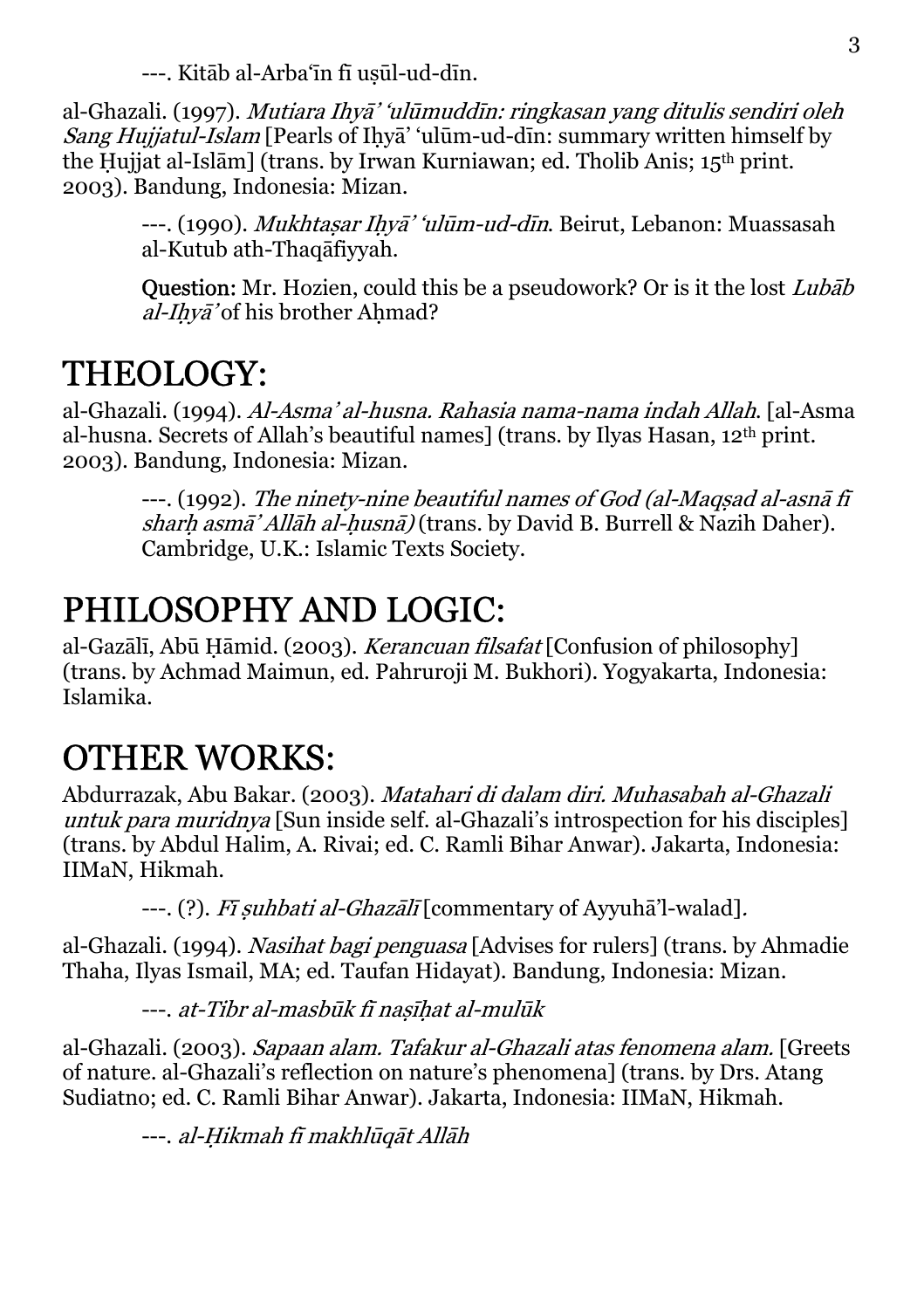---. Kitāb al-Arba'īn fī uṣūl-ud-dīn.

al-Ghazali. (1997). *Mutiara Iḥyā' 'ulūmuddīn: ringkasan yang ditulis sendiri oleh Sang Hujjatul-Islam* [Pearls of Iḥyā' 'ulūm-ud-dīn: summary written himself by the Ḥujjat al-Islām] (trans. by Irwan Kurniawan; ed. Tholib Anis; 15th print. 2003). Bandung, Indonesia: Mizan.

> ---. (1990). *Mukhtaṣar Iḥyā' 'ulūm-ud-dīn*. Beirut, Lebanon: Muassasah al-Kutub ath-Thaqāfiyyah.
>
> **Question:** Mr. Hozien, could this be a pseudowork? Or is it the lost *Lubāb al-Iḥyā'* of his brother Aḥmad?

# THEOLOGY:

al-Ghazali. (1994). *Al-Asma' al-husna. Rahasia nama-nama indah Allah*. [al-Asma al-husna. Secrets of Allah's beautiful names] (trans. by Ilyas Hasan, 12th print. 2003). Bandung, Indonesia: Mizan.

> ---. (1992). *The ninety-nine beautiful names of God (al-Maqṣad al-asnā fī sharḥ asmā' Allāh al-ḥusnā)* (trans. by David B. Burrell & Nazih Daher). Cambridge, U.K.: Islamic Texts Society.

# PHILOSOPHY AND LOGIC:

al-Gazālī, Abū Ḥāmid. (2003). *Kerancuan filsafat* [Confusion of philosophy] (trans. by Achmad Maimun, ed. Pahruroji M. Bukhori). Yogyakarta, Indonesia: Islamika.

# OTHER WORKS:

Abdurrazak, Abu Bakar. (2003). *Matahari di dalam diri. Muhasabah al-Ghazali untuk para muridnya* [Sun inside self. al-Ghazali's introspection for his disciples] (trans. by Abdul Halim, A. Rivai; ed. C. Ramli Bihar Anwar). Jakarta, Indonesia: IIMaN, Hikmah.

> ---. (?). *Fī ṣuhbati al-Ghazālī* [commentary of Ayyuhā'l-walad].

al-Ghazali. (1994). *Nasihat bagi penguasa* [Advises for rulers] (trans. by Ahmadie Thaha, Ilyas Ismail, MA; ed. Taufan Hidayat). Bandung, Indonesia: Mizan.

> ---. *at-Tibr al-masbūk fī naṣīḥat al-mulūk*

al-Ghazali. (2003). *Sapaan alam. Tafakur al-Ghazali atas fenomena alam.* [Greets of nature. al-Ghazali's reflection on nature's phenomena] (trans. by Drs. Atang Sudiatno; ed. C. Ramli Bihar Anwar). Jakarta, Indonesia: IIMaN, Hikmah.

> ---. *al-Ḥikmah fī makhlūqāt Allāh*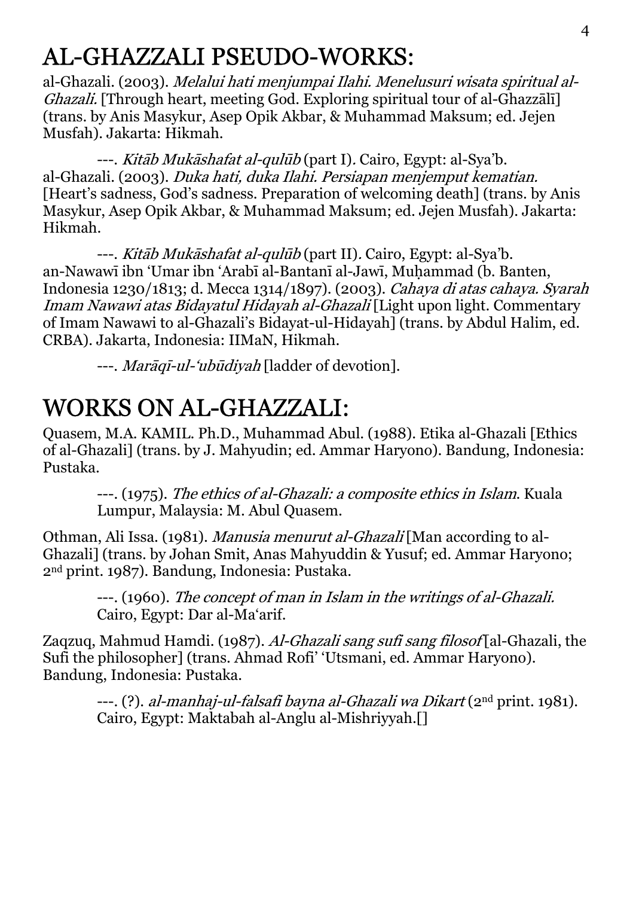# AL-GHAZZALI PSEUDO-WORKS:

al-Ghazali. (2003). *Melalui hati menjumpai Ilahi. Menelusuri wisata spiritual al-Ghazali.* [Through heart, meeting God. Exploring spiritual tour of al-Ghazzālī] (trans. by Anis Masykur, Asep Opik Akbar, & Muhammad Maksum; ed. Jejen Musfah). Jakarta: Hikmah.

---. *Kitāb Mukāshafat al-qulūb* (part I). Cairo, Egypt: al-Sya'b.

al-Ghazali. (2003). *Duka hati, duka Ilahi. Persiapan menjemput kematian.* [Heart's sadness, God's sadness. Preparation of welcoming death] (trans. by Anis Masykur, Asep Opik Akbar, & Muhammad Maksum; ed. Jejen Musfah). Jakarta: Hikmah.

---. *Kitāb Mukāshafat al-qulūb* (part II). Cairo, Egypt: al-Sya'b.

an-Nawawī ibn 'Umar ibn 'Arabī al-Bantanī al-Jawī, Muḥammad (b. Banten, Indonesia 1230/1813; d. Mecca 1314/1897). (2003). *Cahaya di atas cahaya. Syarah Imam Nawawi atas Bidayatul Hidayah al-Ghazali* [Light upon light. Commentary of Imam Nawawi to al-Ghazali's Bidayat-ul-Hidayah] (trans. by Abdul Halim, ed. CRBA). Jakarta, Indonesia: IIMaN, Hikmah.

---. *Marāqī-ul-'ubūdiyah* [ladder of devotion].

# WORKS ON AL-GHAZZALI:

Quasem, M.A. KAMIL. Ph.D., Muhammad Abul. (1988). Etika al-Ghazali [Ethics of al-Ghazali] (trans. by J. Mahyudin; ed. Ammar Haryono). Bandung, Indonesia: Pustaka.

---. (1975). *The ethics of al-Ghazali: a composite ethics in Islam*. Kuala Lumpur, Malaysia: M. Abul Quasem.

Othman, Ali Issa. (1981). *Manusia menurut al-Ghazali* [Man according to al-Ghazali] (trans. by Johan Smit, Anas Mahyuddin & Yusuf; ed. Ammar Haryono; 2nd print. 1987). Bandung, Indonesia: Pustaka.

---. (1960). *The concept of man in Islam in the writings of al-Ghazali.* Cairo, Egypt: Dar al-Ma'arif.

Zaqzuq, Mahmud Hamdi. (1987). *Al-Ghazali sang sufi sang filosof* [al-Ghazali, the Sufi the philosopher] (trans. Ahmad Rofi' 'Utsmani, ed. Ammar Haryono). Bandung, Indonesia: Pustaka.

---. (?). *al-manhaj-ul-falsafi bayna al-Ghazali wa Dikart* (2nd print. 1981). Cairo, Egypt: Maktabah al-Anglu al-Mishriyyah.[]